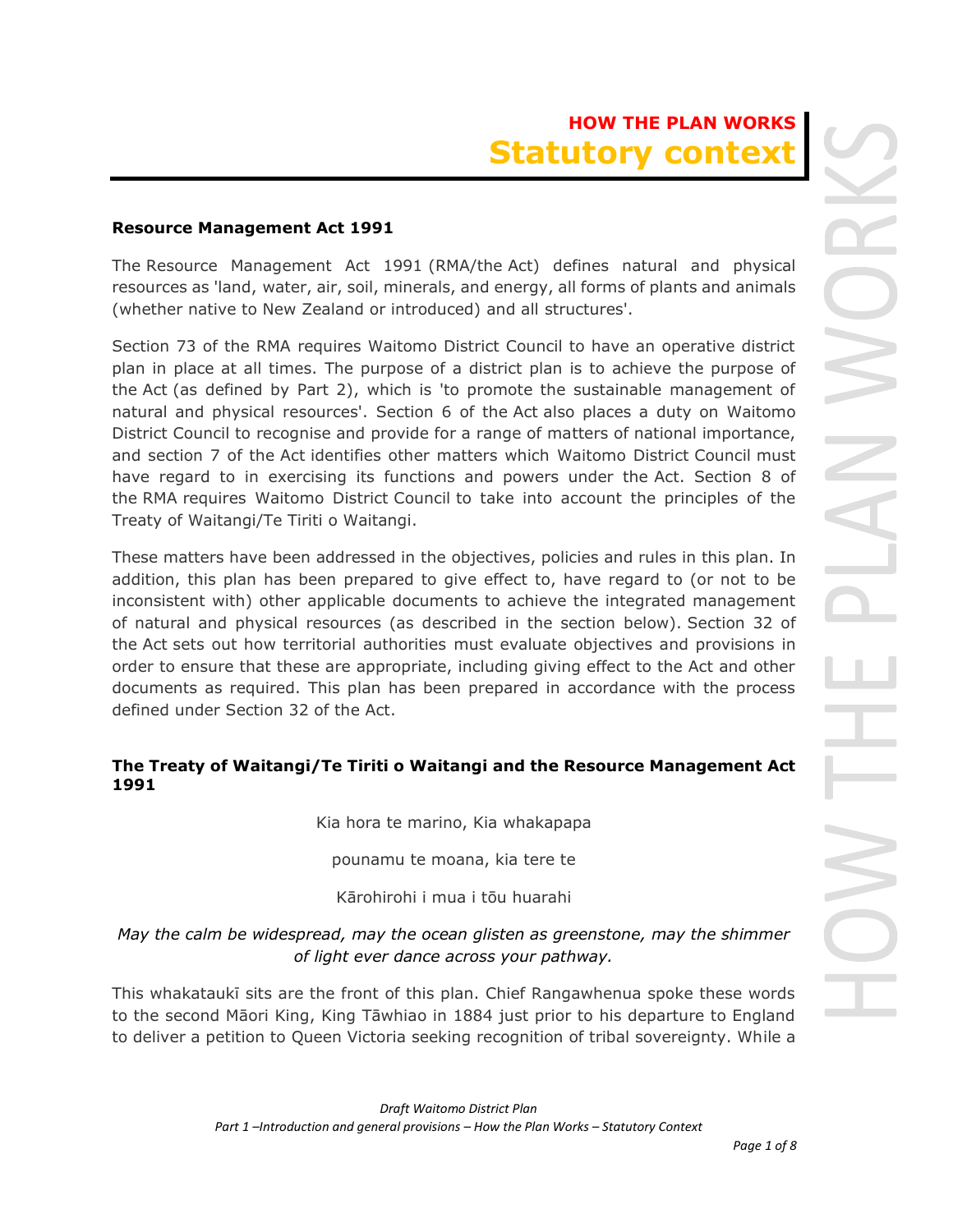## HOW THE PLAN WORKS

# Statutory context

**Resource Management Act 1991**

The Resource Management Act 1991 (RMA/the Act) defines natural and physical resources as 'land, water, air, soil, minerals, and energy, all forms of plants and animals (whether native to New Zealand or introduced) and all structures'.

Section 73 of the RMA requires Waitomo District Council to have an operative district plan in place at all times. The purpose of a district plan is to achieve the purpose of the Act (as defined by Part 2), which is 'to promote the sustainable management of natural and physical resources'. Section 6 of the Act also places a duty on Waitomo District Council to recognise and provide for a range of matters of national importance, and section 7 of the Act identifies other matters which Waitomo District Council must have regard to in exercising its functions and powers under the Act. Section 8 of the RMA requires Waitomo District Council to take into account the principles of the Treaty of Waitangi/Te Tiriti o Waitangi.

These matters have been addressed in the objectives, policies and rules in this plan. In addition, this plan has been prepared to give effect to, have regard to (or not to be inconsistent with) other applicable documents to achieve the integrated management of natural and physical resources (as described in the section below). Section 32 of the Act sets out how territorial authorities must evaluate objectives and provisions in order to ensure that these are appropriate, including giving effect to the Act and other documents as required. This plan has been prepared in accordance with the process defined under Section 32 of the Act.

**The Treaty of Waitangi/Te Tiriti o Waitangi and the Resource Management Act 1991**

Kia hora te marino, Kia whakapapa

pounamu te moana, kia tere te

Kārohirohi i mua i tōu huarahi

*May the calm be widespread, may the ocean glisten as greenstone, may the shimmer of light ever dance across your pathway.*

This whakataukī sits are the front of this plan. Chief Rangawhenua spoke these words to the second Māori King, King Tāwhiao in 1884 just prior to his departure to England to deliver a petition to Queen Victoria seeking recognition of tribal sovereignty. While a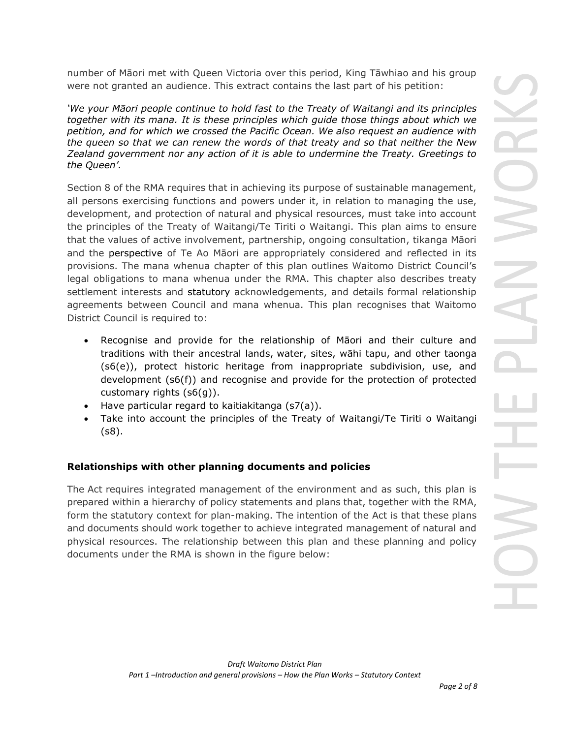number of Māori met with Queen Victoria over this period, King Tāwhiao and his group were not granted an audience. This extract contains the last part of his petition:

*'We your Māori people continue to hold fast to the Treaty of Waitangi and its principles together with its mana. It is these principles which guide those things about which we petition, and for which we crossed the Pacific Ocean. We also request an audience with the queen so that we can renew the words of that treaty and so that neither the New Zealand government nor any action of it is able to undermine the Treaty. Greetings to the Queen'.*

Section 8 of the RMA requires that in achieving its purpose of sustainable management, all persons exercising functions and powers under it, in relation to managing the use, development, and protection of natural and physical resources, must take into account the principles of the Treaty of Waitangi/Te Tiriti o Waitangi. This plan aims to ensure that the values of active involvement, partnership, ongoing consultation, tikanga Māori and the perspective of Te Ao Māori are appropriately considered and reflected in its provisions. The mana whenua chapter of this plan outlines Waitomo District Council's legal obligations to mana whenua under the RMA. This chapter also describes treaty settlement interests and statutory acknowledgements, and details formal relationship agreements between Council and mana whenua. This plan recognises that Waitomo District Council is required to:

- Recognise and provide for the relationship of Māori and their culture and traditions with their ancestral lands, water, sites, wāhi tapu, and other taonga (s6(e)), protect historic heritage from inappropriate subdivision, use, and development (s6(f)) and recognise and provide for the protection of protected customary rights (s6(g)).
- Have particular regard to kaitiakitanga (s7(a)).
- Take into account the principles of the Treaty of Waitangi/Te Tiriti o Waitangi (s8).

**Relationships with other planning documents and policies**

The Act requires integrated management of the environment and as such, this plan is prepared within a hierarchy of policy statements and plans that, together with the RMA, form the statutory context for plan-making. The intention of the Act is that these plans and documents should work together to achieve integrated management of natural and physical resources. The relationship between this plan and these planning and policy documents under the RMA is shown in the figure below: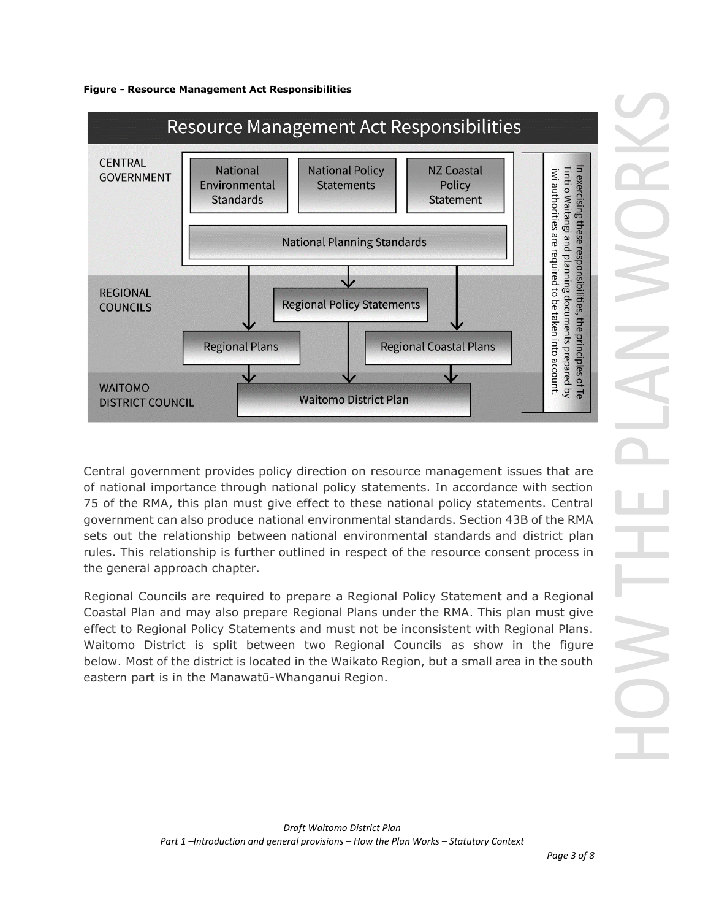**Figure - Resource Management Act Responsibilities**

Resource Management Act Responsibilities

CENTRAL GOVERNMENT

National Environmental Standards

National Policy Statements

NZ Coastal Policy Statement

National Planning Standards

REGIONAL COUNCILS

Regional Policy Statements

Regional Plans

Regional Coastal Plans

WAITOMO DISTRICT COUNCIL

Waitomo District Plan

In exercising these responsibilities, the principles of Te Tiriti o Waitangi and planning documents prepared by iwi authorities are required to be taken into account.

Central government provides policy direction on resource management issues that are of national importance through national policy statements. In accordance with section 75 of the RMA, this plan must give effect to these national policy statements. Central government can also produce national environmental standards. Section 43B of the RMA sets out the relationship between national environmental standards and district plan rules. This relationship is further outlined in respect of the resource consent process in the general approach chapter.

Regional Councils are required to prepare a Regional Policy Statement and a Regional Coastal Plan and may also prepare Regional Plans under the RMA. This plan must give effect to Regional Policy Statements and must not be inconsistent with Regional Plans. Waitomo District is split between two Regional Councils as show in the figure below. Most of the district is located in the Waikato Region, but a small area in the south eastern part is in the Manawatū-Whanganui Region.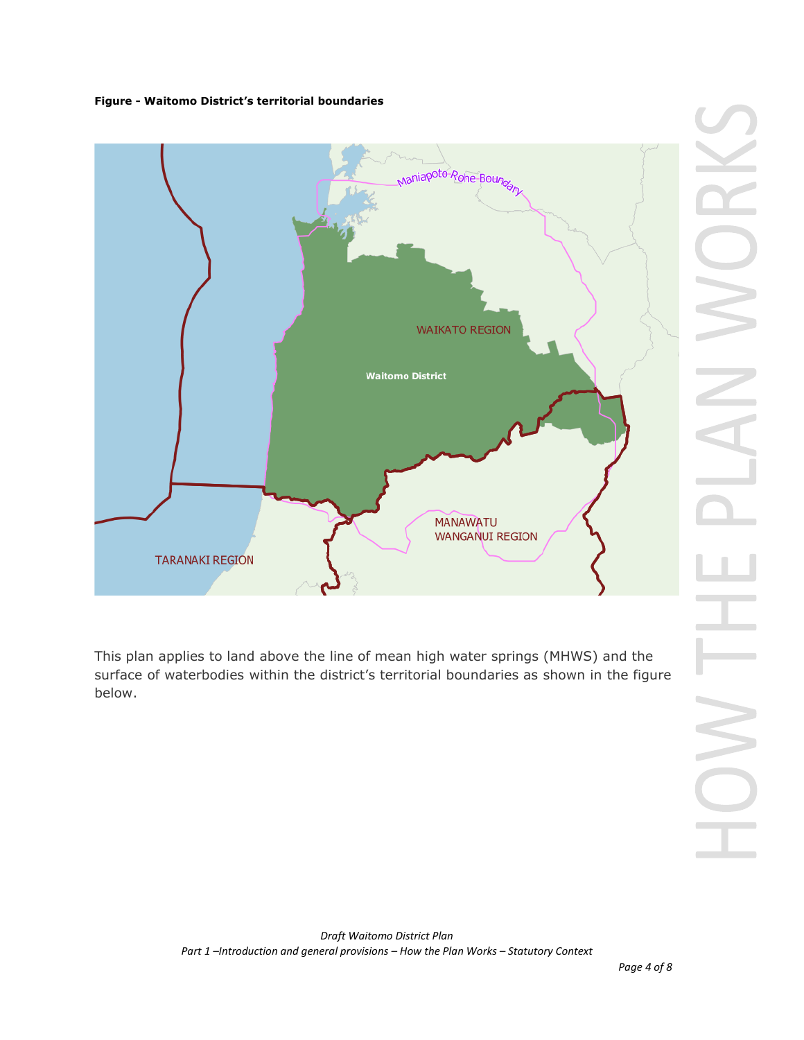**Figure - Waitomo District's territorial boundaries**

This plan applies to land above the line of mean high water springs (MHWS) and the surface of waterbodies within the district's territorial boundaries as shown in the figure below.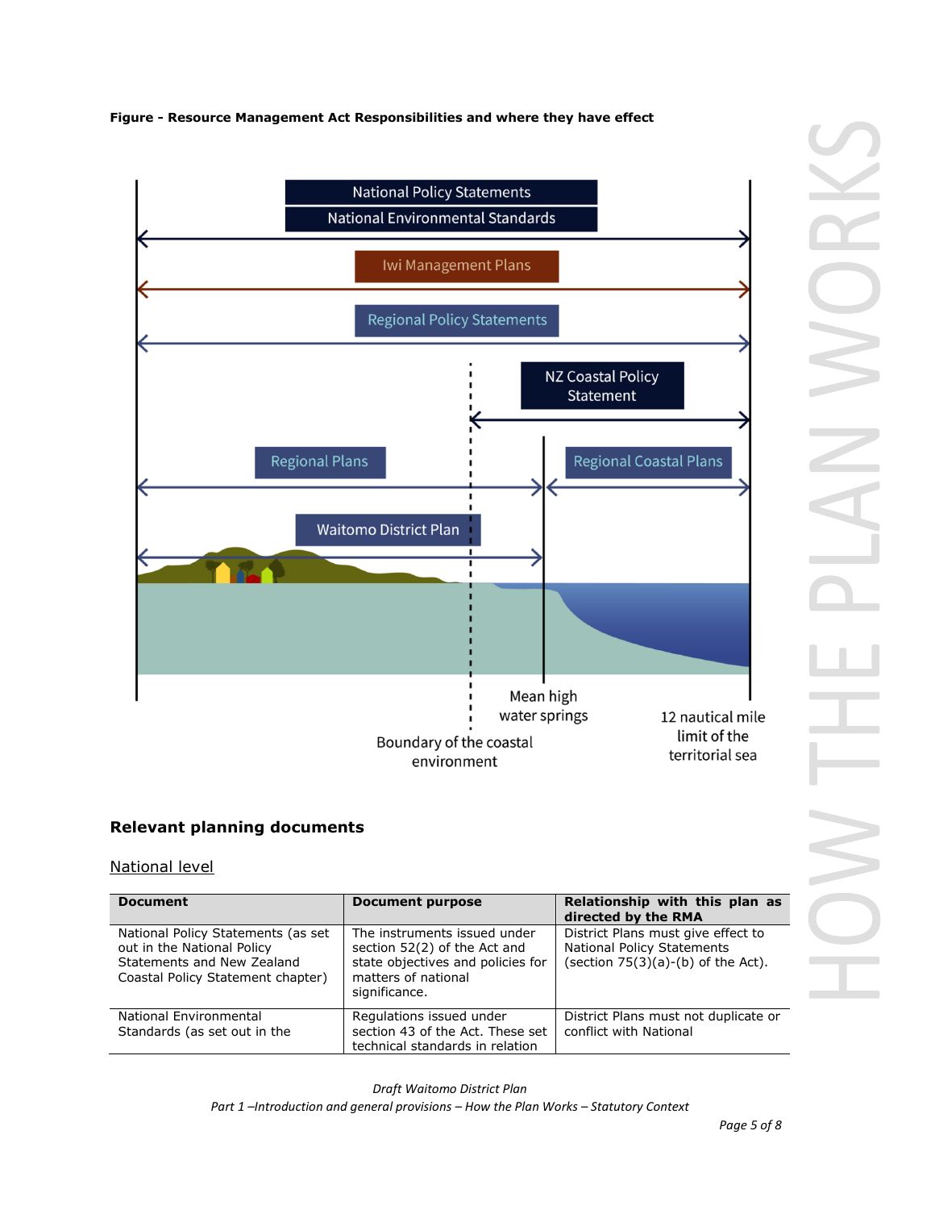**Figure - Resource Management Act Responsibilities and where they have effect**

National Policy Statements

National Environmental Standards

Iwi Management Plans

Regional Policy Statements

NZ Coastal Policy Statement

Regional Plans

Regional Coastal Plans

Waitomo District Plan

Mean high water springs

Boundary of the coastal environment

12 nautical mile limit of the territorial sea

## Relevant planning documents

### National level

| Document | Document purpose | Relationship with this plan as directed by the RMA |
|---|---|---|
| National Policy Statements (as set out in the National Policy Statements and New Zealand Coastal Policy Statement chapter) | The instruments issued under section 52(2) of the Act and state objectives and policies for matters of national significance. | District Plans must give effect to National Policy Statements (section 75(3)(a)-(b) of the Act). |
| National Environmental Standards (as set out in the | Regulations issued under section 43 of the Act. These set technical standards in relation | District Plans must not duplicate or conflict with National |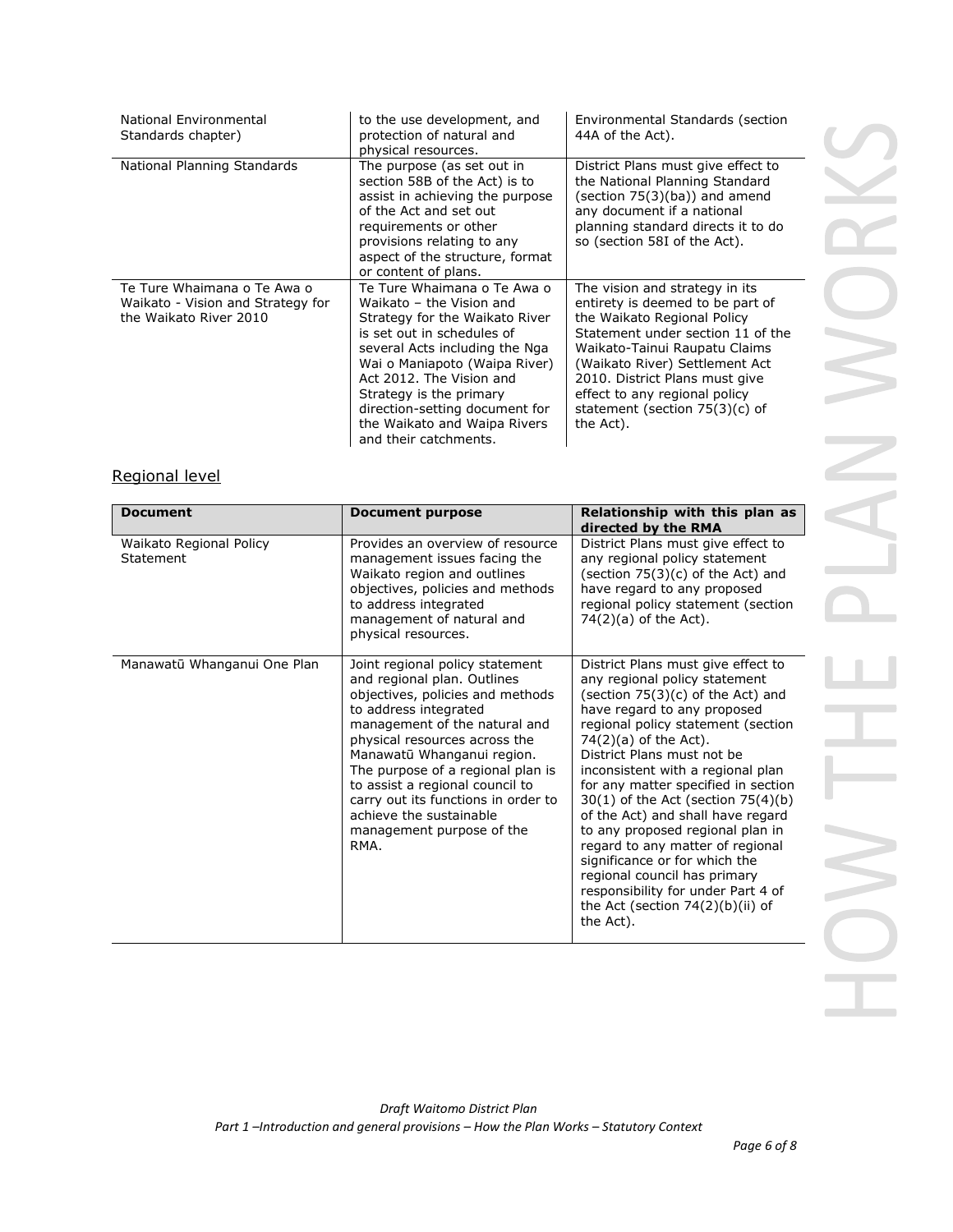| | | |
|---|---|---|
| National Environmental Standards chapter) | to the use development, and protection of natural and physical resources. | Environmental Standards (section 44A of the Act). |
| National Planning Standards | The purpose (as set out in section 58B of the Act) is to assist in achieving the purpose of the Act and set out requirements or other provisions relating to any aspect of the structure, format or content of plans. | District Plans must give effect to the National Planning Standard (section 75(3)(ba)) and amend any document if a national planning standard directs it to do so (section 58I of the Act). |
| Te Ture Whaimana o Te Awa o Waikato - Vision and Strategy for the Waikato River 2010 | Te Ture Whaimana o Te Awa o Waikato – the Vision and Strategy for the Waikato River is set out in schedules of several Acts including the Nga Wai o Maniapoto (Waipa River) Act 2012. The Vision and Strategy is the primary direction-setting document for the Waikato and Waipa Rivers and their catchments. | The vision and strategy in its entirety is deemed to be part of the Waikato Regional Policy Statement under section 11 of the Waikato-Tainui Raupatu Claims (Waikato River) Settlement Act 2010. District Plans must give effect to any regional policy statement (section 75(3)(c) of the Act). |

## Regional level

| **Document** | **Document purpose** | **Relationship with this plan as directed by the RMA** |
|---|---|---|
| Waikato Regional Policy Statement | Provides an overview of resource management issues facing the Waikato region and outlines objectives, policies and methods to address integrated management of natural and physical resources. | District Plans must give effect to any regional policy statement (section 75(3)(c) of the Act) and have regard to any proposed regional policy statement (section 74(2)(a) of the Act). |
| Manawatū Whanganui One Plan | Joint regional policy statement and regional plan. Outlines objectives, policies and methods to address integrated management of the natural and physical resources across the Manawatū Whanganui region. The purpose of a regional plan is to assist a regional council to carry out its functions in order to achieve the sustainable management purpose of the RMA. | District Plans must give effect to any regional policy statement (section 75(3)(c) of the Act) and have regard to any proposed regional policy statement (section 74(2)(a) of the Act). District Plans must not be inconsistent with a regional plan for any matter specified in section 30(1) of the Act (section 75(4)(b) of the Act) and shall have regard to any proposed regional plan in regard to any matter of regional significance or for which the regional council has primary responsibility for under Part 4 of the Act (section 74(2)(b)(ii) of the Act). |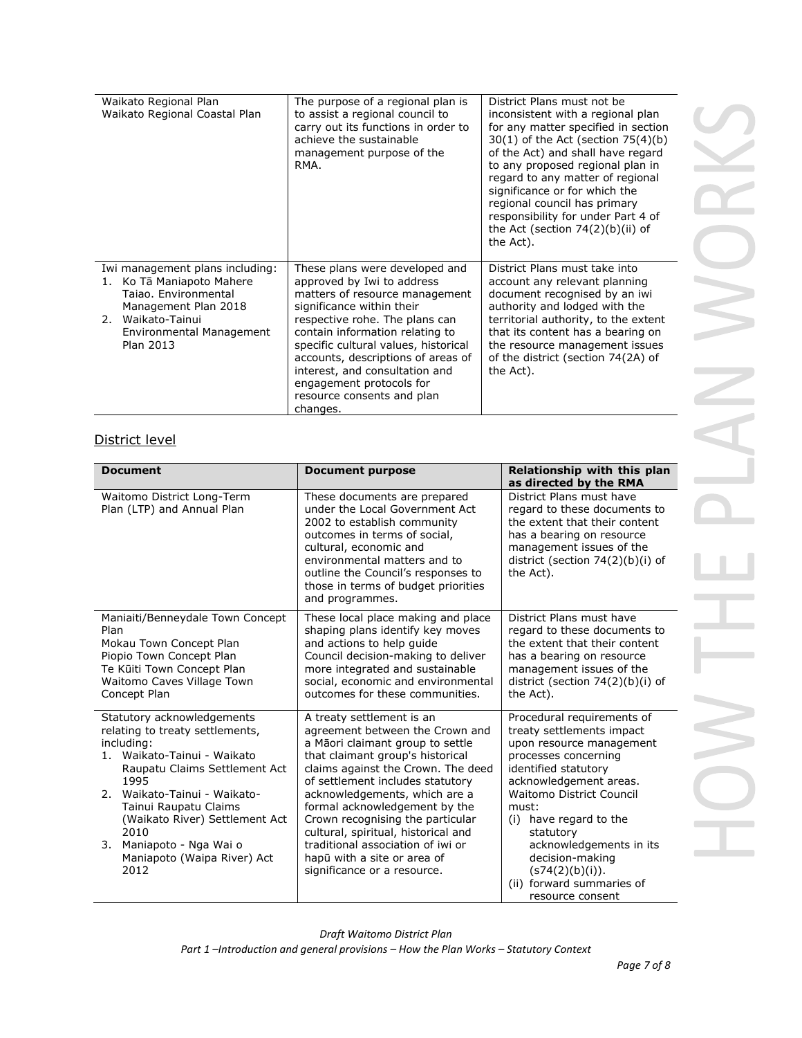| | | |
|---|---|---|
| Waikato Regional Plan<br>Waikato Regional Coastal Plan | The purpose of a regional plan is to assist a regional council to carry out its functions in order to achieve the sustainable management purpose of the RMA. | District Plans must not be inconsistent with a regional plan for any matter specified in section 30(1) of the Act (section 75(4)(b) of the Act) and shall have regard to any proposed regional plan in regard to any matter of regional significance or for which the regional council has primary responsibility for under Part 4 of the Act (section 74(2)(b)(ii) of the Act). |
| Iwi management plans including:<br>1. Ko Tā Maniapoto Mahere Taiao. Environmental Management Plan 2018<br>2. Waikato-Tainui Environmental Management Plan 2013 | These plans were developed and approved by Iwi to address matters of resource management significance within their respective rohe. The plans can contain information relating to specific cultural values, historical accounts, descriptions of areas of interest, and consultation and engagement protocols for resource consents and plan changes. | District Plans must take into account any relevant planning document recognised by an iwi authority and lodged with the territorial authority, to the extent that its content has a bearing on the resource management issues of the district (section 74(2A) of the Act). |

## District level

| Document | Document purpose | Relationship with this plan as directed by the RMA |
|---|---|---|
| Waitomo District Long-Term Plan (LTP) and Annual Plan | These documents are prepared under the Local Government Act 2002 to establish community outcomes in terms of social, cultural, economic and environmental matters and to outline the Council's responses to those in terms of budget priorities and programmes. | District Plans must have regard to these documents to the extent that their content has a bearing on resource management issues of the district (section 74(2)(b)(i) of the Act). |
| Maniaiti/Benneydale Town Concept Plan<br>Mokau Town Concept Plan<br>Piopio Town Concept Plan<br>Te Kūiti Town Concept Plan<br>Waitomo Caves Village Town Concept Plan | These local place making and place shaping plans identify key moves and actions to help guide Council decision-making to deliver more integrated and sustainable social, economic and environmental outcomes for these communities. | District Plans must have regard to these documents to the extent that their content has a bearing on resource management issues of the district (section 74(2)(b)(i) of the Act). |
| Statutory acknowledgements relating to treaty settlements, including:<br>1. Waikato-Tainui - Waikato Raupatu Claims Settlement Act 1995<br>2. Waikato-Tainui - Waikato-Tainui Raupatu Claims (Waikato River) Settlement Act 2010<br>3. Maniapoto - Nga Wai o Maniapoto (Waipa River) Act 2012 | A treaty settlement is an agreement between the Crown and a Māori claimant group to settle that claimant group's historical claims against the Crown. The deed of settlement includes statutory acknowledgements, which are a formal acknowledgement by the Crown recognising the particular cultural, spiritual, historical and traditional association of iwi or hapū with a site or area of significance or a resource. | Procedural requirements of treaty settlements impact upon resource management processes concerning identified statutory acknowledgement areas. Waitomo District Council must:<br>(i) have regard to the statutory acknowledgements in its decision-making (s74(2)(b)(i)).<br>(ii) forward summaries of resource consent |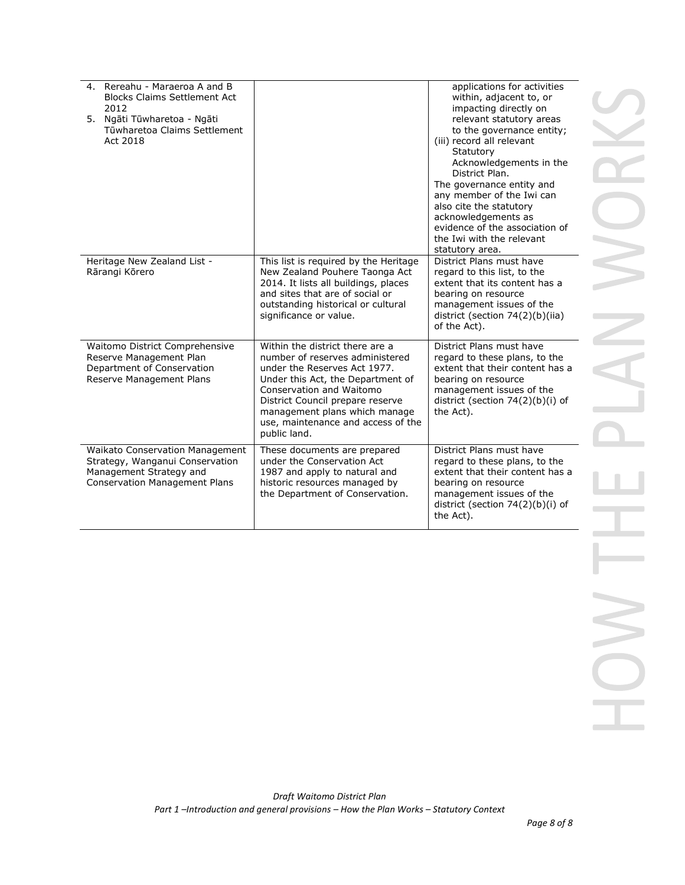| | | |
|---|---|---|
| 4. Rereahu - Maraeroa A and B Blocks Claims Settlement Act 2012<br>5. Ngāti Tūwharetoa - Ngāti Tūwharetoa Claims Settlement Act 2018 | | applications for activities within, adjacent to, or impacting directly on relevant statutory areas to the governance entity;<br>(iii) record all relevant Statutory Acknowledgements in the District Plan.<br>The governance entity and any member of the Iwi can also cite the statutory acknowledgements as evidence of the association of the Iwi with the relevant statutory area. |
| Heritage New Zealand List - Rārangi Kōrero | This list is required by the Heritage New Zealand Pouhere Taonga Act 2014. It lists all buildings, places and sites that are of social or outstanding historical or cultural significance or value. | District Plans must have regard to this list, to the extent that its content has a bearing on resource management issues of the district (section 74(2)(b)(iia) of the Act). |
| Waitomo District Comprehensive Reserve Management Plan<br>Department of Conservation Reserve Management Plans | Within the district there are a number of reserves administered under the Reserves Act 1977. Under this Act, the Department of Conservation and Waitomo District Council prepare reserve management plans which manage use, maintenance and access of the public land. | District Plans must have regard to these plans, to the extent that their content has a bearing on resource management issues of the district (section 74(2)(b)(i) of the Act). |
| Waikato Conservation Management Strategy, Wanganui Conservation Management Strategy and Conservation Management Plans | These documents are prepared under the Conservation Act 1987 and apply to natural and historic resources managed by the Department of Conservation. | District Plans must have regard to these plans, to the extent that their content has a bearing on resource management issues of the district (section 74(2)(b)(i) of the Act). |